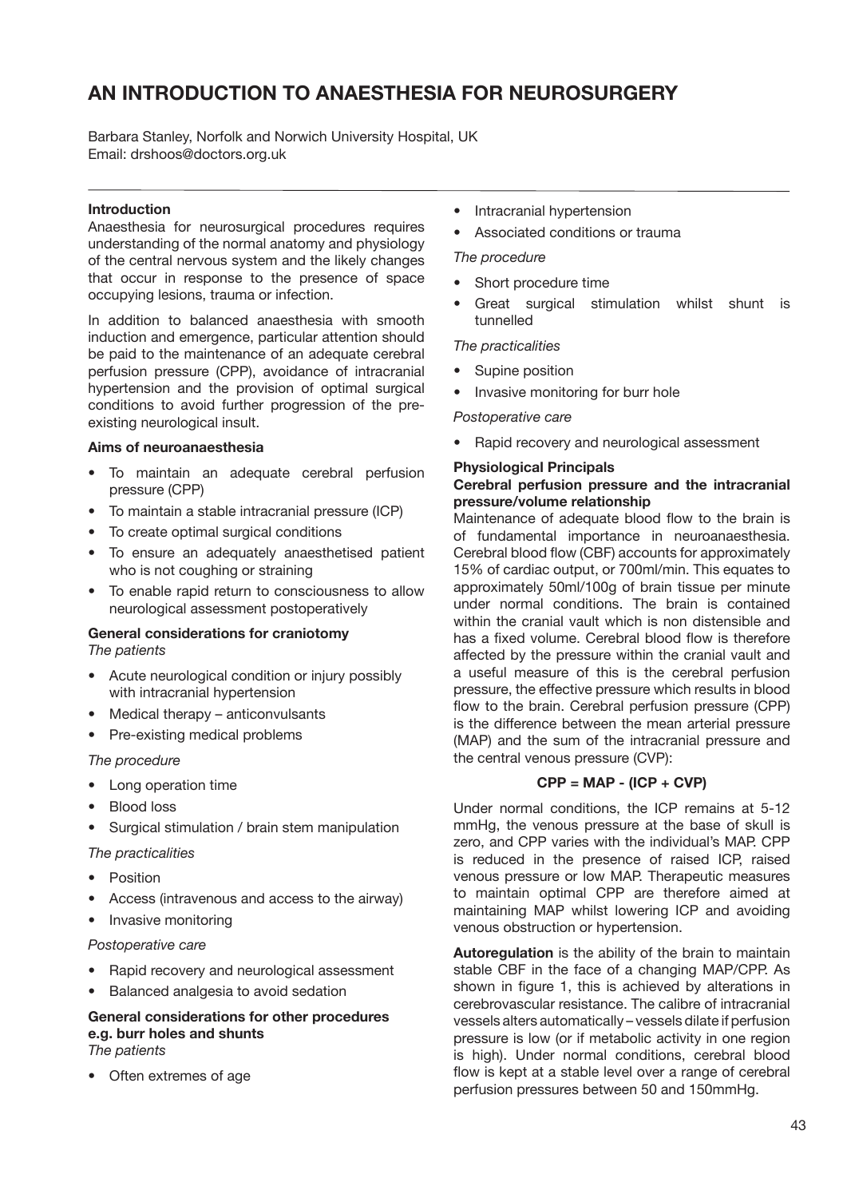# AN INTRODUCTION TO ANAESTHESIA FOR NEUROSURGERY

Barbara Stanley, Norfolk and Norwich University Hospital, UK
Email: drshoos@doctors.org.uk

### Introduction

Anaesthesia for neurosurgical procedures requires understanding of the normal anatomy and physiology of the central nervous system and the likely changes that occur in response to the presence of space occupying lesions, trauma or infection.

In addition to balanced anaesthesia with smooth induction and emergence, particular attention should be paid to the maintenance of an adequate cerebral perfusion pressure (CPP), avoidance of intracranial hypertension and the provision of optimal surgical conditions to avoid further progression of the pre-existing neurological insult.

### Aims of neuroanaesthesia

- To maintain an adequate cerebral perfusion pressure (CPP)
- To maintain a stable intracranial pressure (ICP)
- To create optimal surgical conditions
- To ensure an adequately anaesthetised patient who is not coughing or straining
- To enable rapid return to consciousness to allow neurological assessment postoperatively

### General considerations for craniotomy

*The patients*

- Acute neurological condition or injury possibly with intracranial hypertension
- Medical therapy – anticonvulsants
- Pre-existing medical problems

*The procedure*

- Long operation time
- Blood loss
- Surgical stimulation / brain stem manipulation

*The practicalities*

- Position
- Access (intravenous and access to the airway)
- Invasive monitoring

*Postoperative care*

- Rapid recovery and neurological assessment
- Balanced analgesia to avoid sedation

### General considerations for other procedures e.g. burr holes and shunts

*The patients*

- Often extremes of age
- Intracranial hypertension
- Associated conditions or trauma

*The procedure*

- Short procedure time
- Great surgical stimulation whilst shunt is tunnelled

*The practicalities*

- Supine position
- Invasive monitoring for burr hole

*Postoperative care*

- Rapid recovery and neurological assessment

### Physiological Principals

#### Cerebral perfusion pressure and the intracranial pressure/volume relationship

Maintenance of adequate blood flow to the brain is of fundamental importance in neuroanaesthesia. Cerebral blood flow (CBF) accounts for approximately 15% of cardiac output, or 700ml/min. This equates to approximately 50ml/100g of brain tissue per minute under normal conditions. The brain is contained within the cranial vault which is non distensible and has a fixed volume. Cerebral blood flow is therefore affected by the pressure within the cranial vault and a useful measure of this is the cerebral perfusion pressure, the effective pressure which results in blood flow to the brain. Cerebral perfusion pressure (CPP) is the difference between the mean arterial pressure (MAP) and the sum of the intracranial pressure and the central venous pressure (CVP):

$$\mathbf{CPP = MAP - (ICP + CVP)}$$

Under normal conditions, the ICP remains at 5-12 mmHg, the venous pressure at the base of skull is zero, and CPP varies with the individual's MAP. CPP is reduced in the presence of raised ICP, raised venous pressure or low MAP. Therapeutic measures to maintain optimal CPP are therefore aimed at maintaining MAP whilst lowering ICP and avoiding venous obstruction or hypertension.

**Autoregulation** is the ability of the brain to maintain stable CBF in the face of a changing MAP/CPP. As shown in figure 1, this is achieved by alterations in cerebrovascular resistance. The calibre of intracranial vessels alters automatically – vessels dilate if perfusion pressure is low (or if metabolic activity in one region is high). Under normal conditions, cerebral blood flow is kept at a stable level over a range of cerebral perfusion pressures between 50 and 150mmHg.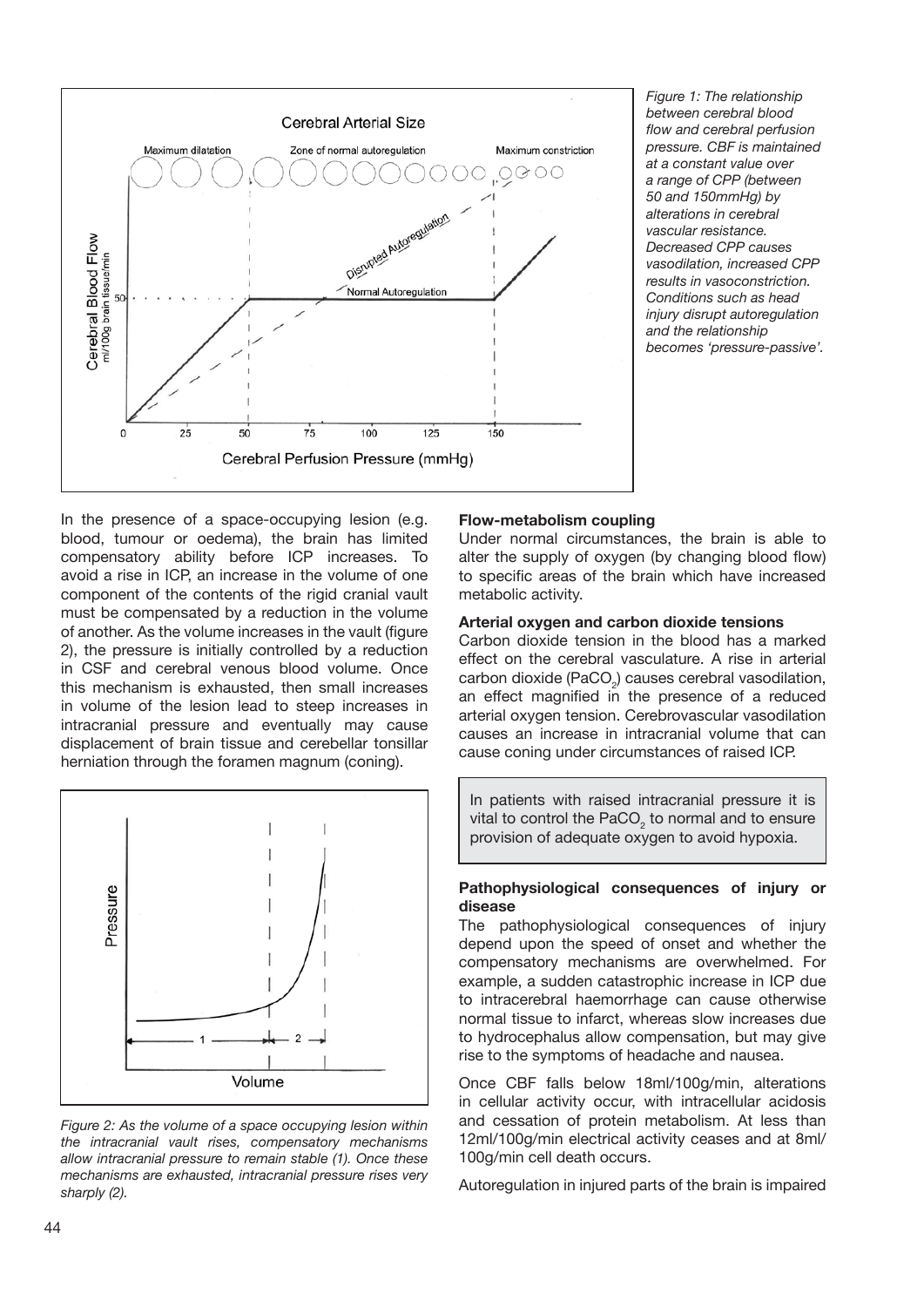*Figure 1: The relationship between cerebral blood flow and cerebral perfusion pressure. CBF is maintained at a constant value over a range of CPP (between 50 and 150mmHg) by alterations in cerebral vascular resistance. Decreased CPP causes vasodilation, increased CPP results in vasoconstriction. Conditions such as head injury disrupt autoregulation and the relationship becomes 'pressure-passive'.*

In the presence of a space-occupying lesion (e.g. blood, tumour or oedema), the brain has limited compensatory ability before ICP increases. To avoid a rise in ICP, an increase in the volume of one component of the contents of the rigid cranial vault must be compensated by a reduction in the volume of another. As the volume increases in the vault (figure 2), the pressure is initially controlled by a reduction in CSF and cerebral venous blood volume. Once this mechanism is exhausted, then small increases in volume of the lesion lead to steep increases in intracranial pressure and eventually may cause displacement of brain tissue and cerebellar tonsillar herniation through the foramen magnum (coning).

*Figure 2: As the volume of a space occupying lesion within the intracranial vault rises, compensatory mechanisms allow intracranial pressure to remain stable (1). Once these mechanisms are exhausted, intracranial pressure rises very sharply (2).*

**Flow-metabolism coupling**

Under normal circumstances, the brain is able to alter the supply of oxygen (by changing blood flow) to specific areas of the brain which have increased metabolic activity.

**Arterial oxygen and carbon dioxide tensions**

Carbon dioxide tension in the blood has a marked effect on the cerebral vasculature. A rise in arterial carbon dioxide ($PaCO_2$) causes cerebral vasodilation, an effect magnified in the presence of a reduced arterial oxygen tension. Cerebrovascular vasodilation causes an increase in intracranial volume that can cause coning under circumstances of raised ICP.

> In patients with raised intracranial pressure it is vital to control the $PaCO_2$ to normal and to ensure provision of adequate oxygen to avoid hypoxia.

**Pathophysiological consequences of injury or disease**

The pathophysiological consequences of injury depend upon the speed of onset and whether the compensatory mechanisms are overwhelmed. For example, a sudden catastrophic increase in ICP due to intracerebral haemorrhage can cause otherwise normal tissue to infarct, whereas slow increases due to hydrocephalus allow compensation, but may give rise to the symptoms of headache and nausea.

Once CBF falls below 18ml/100g/min, alterations in cellular activity occur, with intracellular acidosis and cessation of protein metabolism. At less than 12ml/100g/min electrical activity ceases and at 8ml/100g/min cell death occurs.

Autoregulation in injured parts of the brain is impaired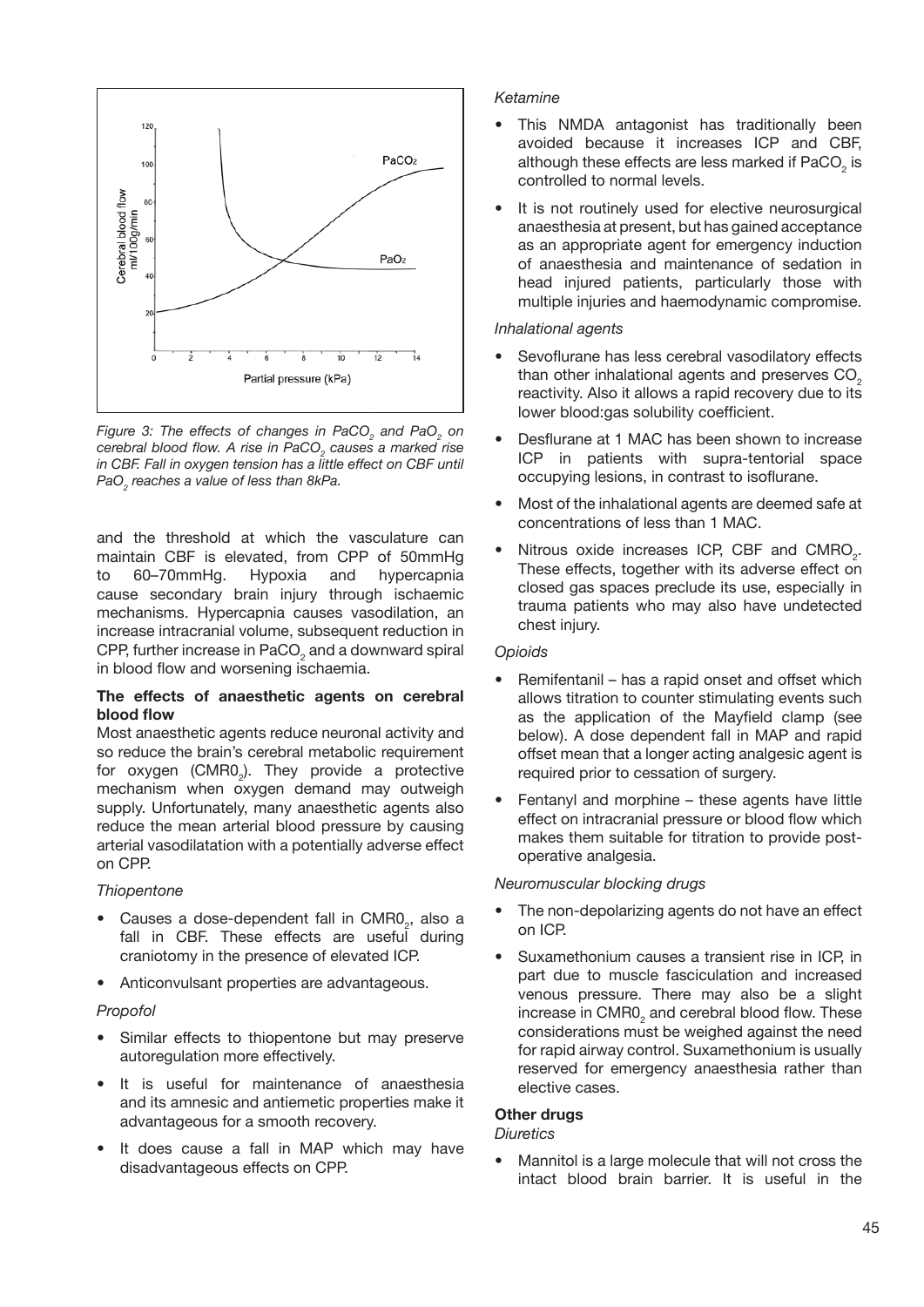*Figure 3: The effects of changes in $PaCO_2$ and $PaO_2$ on cerebral blood flow. A rise in $PaCO_2$ causes a marked rise in CBF. Fall in oxygen tension has a little effect on CBF until $PaO_2$ reaches a value of less than 8kPa.*

and the threshold at which the vasculature can maintain CBF is elevated, from CPP of 50mmHg to 60–70mmHg. Hypoxia and hypercapnia cause secondary brain injury through ischaemic mechanisms. Hypercapnia causes vasodilation, an increase intracranial volume, subsequent reduction in CPP, further increase in $PaCO_2$ and a downward spiral in blood flow and worsening ischaemia.

**The effects of anaesthetic agents on cerebral blood flow**

Most anaesthetic agents reduce neuronal activity and so reduce the brain's cerebral metabolic requirement for oxygen ($CMRO_2$). They provide a protective mechanism when oxygen demand may outweigh supply. Unfortunately, many anaesthetic agents also reduce the mean arterial blood pressure by causing arterial vasodilatation with a potentially adverse effect on CPP.

*Thiopentone*

- Causes a dose-dependent fall in $CMRO_2$, also a fall in CBF. These effects are useful during craniotomy in the presence of elevated ICP.
- Anticonvulsant properties are advantageous.

*Propofol*

- Similar effects to thiopentone but may preserve autoregulation more effectively.
- It is useful for maintenance of anaesthesia and its amnesic and antiemetic properties make it advantageous for a smooth recovery.
- It does cause a fall in MAP which may have disadvantageous effects on CPP.

*Ketamine*

- This NMDA antagonist has traditionally been avoided because it increases ICP and CBF, although these effects are less marked if $PaCO_2$ is controlled to normal levels.
- It is not routinely used for elective neurosurgical anaesthesia at present, but has gained acceptance as an appropriate agent for emergency induction of anaesthesia and maintenance of sedation in head injured patients, particularly those with multiple injuries and haemodynamic compromise.

*Inhalational agents*

- Sevoflurane has less cerebral vasodilatory effects than other inhalational agents and preserves $CO_2$ reactivity. Also it allows a rapid recovery due to its lower blood:gas solubility coefficient.
- Desflurane at 1 MAC has been shown to increase ICP in patients with supra-tentorial space occupying lesions, in contrast to isoflurane.
- Most of the inhalational agents are deemed safe at concentrations of less than 1 MAC.
- Nitrous oxide increases ICP, CBF and $CMRO_2$. These effects, together with its adverse effect on closed gas spaces preclude its use, especially in trauma patients who may also have undetected chest injury.

*Opioids*

- Remifentanil – has a rapid onset and offset which allows titration to counter stimulating events such as the application of the Mayfield clamp (see below). A dose dependent fall in MAP and rapid offset mean that a longer acting analgesic agent is required prior to cessation of surgery.
- Fentanyl and morphine – these agents have little effect on intracranial pressure or blood flow which makes them suitable for titration to provide post-operative analgesia.

*Neuromuscular blocking drugs*

- The non-depolarizing agents do not have an effect on ICP.
- Suxamethonium causes a transient rise in ICP, in part due to muscle fasciculation and increased venous pressure. There may also be a slight increase in $CMRO_2$ and cerebral blood flow. These considerations must be weighed against the need for rapid airway control. Suxamethonium is usually reserved for emergency anaesthesia rather than elective cases.

**Other drugs**

*Diuretics*

- Mannitol is a large molecule that will not cross the intact blood brain barrier. It is useful in the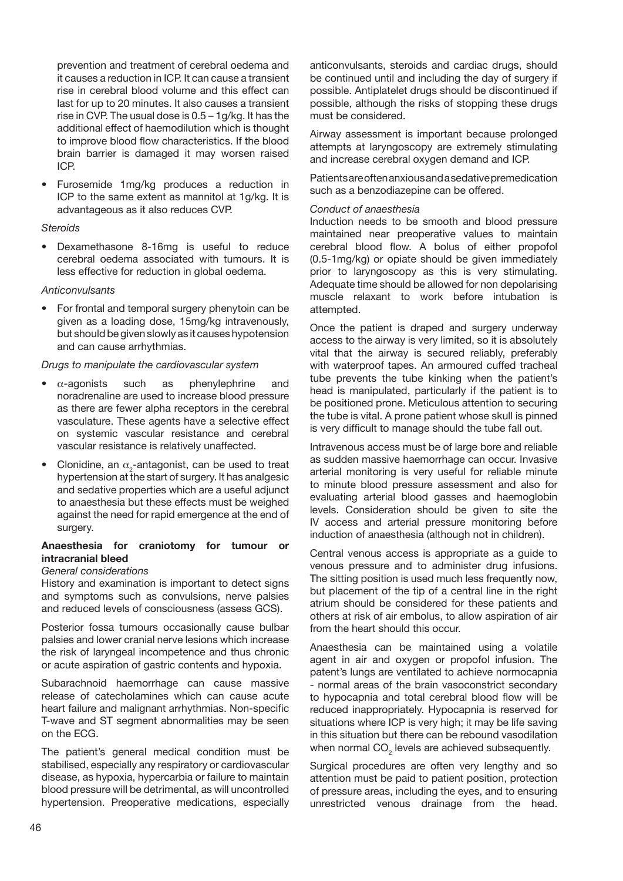prevention and treatment of cerebral oedema and it causes a reduction in ICP. It can cause a transient rise in cerebral blood volume and this effect can last for up to 20 minutes. It also causes a transient rise in CVP. The usual dose is 0.5 – 1g/kg. It has the additional effect of haemodilution which is thought to improve blood flow characteristics. If the blood brain barrier is damaged it may worsen raised ICP.

- Furosemide 1mg/kg produces a reduction in ICP to the same extent as mannitol at 1g/kg. It is advantageous as it also reduces CVP.

*Steroids*

- Dexamethasone 8-16mg is useful to reduce cerebral oedema associated with tumours. It is less effective for reduction in global oedema.

*Anticonvulsants*

- For frontal and temporal surgery phenytoin can be given as a loading dose, 15mg/kg intravenously, but should be given slowly as it causes hypotension and can cause arrhythmias.

*Drugs to manipulate the cardiovascular system*

- $\alpha$-agonists such as phenylephrine and noradrenaline are used to increase blood pressure as there are fewer alpha receptors in the cerebral vasculature. These agents have a selective effect on systemic vascular resistance and cerebral vascular resistance is relatively unaffected.
- Clonidine, an $\alpha_2$-antagonist, can be used to treat hypertension at the start of surgery. It has analgesic and sedative properties which are a useful adjunct to anaesthesia but these effects must be weighed against the need for rapid emergence at the end of surgery.

**Anaesthesia for craniotomy for tumour or intracranial bleed**

*General considerations*

History and examination is important to detect signs and symptoms such as convulsions, nerve palsies and reduced levels of consciousness (assess GCS).

Posterior fossa tumours occasionally cause bulbar palsies and lower cranial nerve lesions which increase the risk of laryngeal incompetence and thus chronic or acute aspiration of gastric contents and hypoxia.

Subarachnoid haemorrhage can cause massive release of catecholamines which can cause acute heart failure and malignant arrhythmias. Non-specific T-wave and ST segment abnormalities may be seen on the ECG.

The patient's general medical condition must be stabilised, especially any respiratory or cardiovascular disease, as hypoxia, hypercarbia or failure to maintain blood pressure will be detrimental, as will uncontrolled hypertension. Preoperative medications, especially anticonvulsants, steroids and cardiac drugs, should be continued until and including the day of surgery if possible. Antiplatelet drugs should be discontinued if possible, although the risks of stopping these drugs must be considered.

Airway assessment is important because prolonged attempts at laryngoscopy are extremely stimulating and increase cerebral oxygen demand and ICP.

Patients are often anxious and a sedative premedication such as a benzodiazepine can be offered.

*Conduct of anaesthesia*

Induction needs to be smooth and blood pressure maintained near preoperative values to maintain cerebral blood flow. A bolus of either propofol (0.5-1mg/kg) or opiate should be given immediately prior to laryngoscopy as this is very stimulating. Adequate time should be allowed for non depolarising muscle relaxant to work before intubation is attempted.

Once the patient is draped and surgery underway access to the airway is very limited, so it is absolutely vital that the airway is secured reliably, preferably with waterproof tapes. An armoured cuffed tracheal tube prevents the tube kinking when the patient's head is manipulated, particularly if the patient is to be positioned prone. Meticulous attention to securing the tube is vital. A prone patient whose skull is pinned is very difficult to manage should the tube fall out.

Intravenous access must be of large bore and reliable as sudden massive haemorrhage can occur. Invasive arterial monitoring is very useful for reliable minute to minute blood pressure assessment and also for evaluating arterial blood gasses and haemoglobin levels. Consideration should be given to site the IV access and arterial pressure monitoring before induction of anaesthesia (although not in children).

Central venous access is appropriate as a guide to venous pressure and to administer drug infusions. The sitting position is used much less frequently now, but placement of the tip of a central line in the right atrium should be considered for these patients and others at risk of air embolus, to allow aspiration of air from the heart should this occur.

Anaesthesia can be maintained using a volatile agent in air and oxygen or propofol infusion. The patent's lungs are ventilated to achieve normocapnia - normal areas of the brain vasoconstrict secondary to hypocapnia and total cerebral blood flow will be reduced inappropriately. Hypocapnia is reserved for situations where ICP is very high; it may be life saving in this situation but there can be rebound vasodilation when normal $CO_2$ levels are achieved subsequently.

Surgical procedures are often very lengthy and so attention must be paid to patient position, protection of pressure areas, including the eyes, and to ensuring unrestricted venous drainage from the head.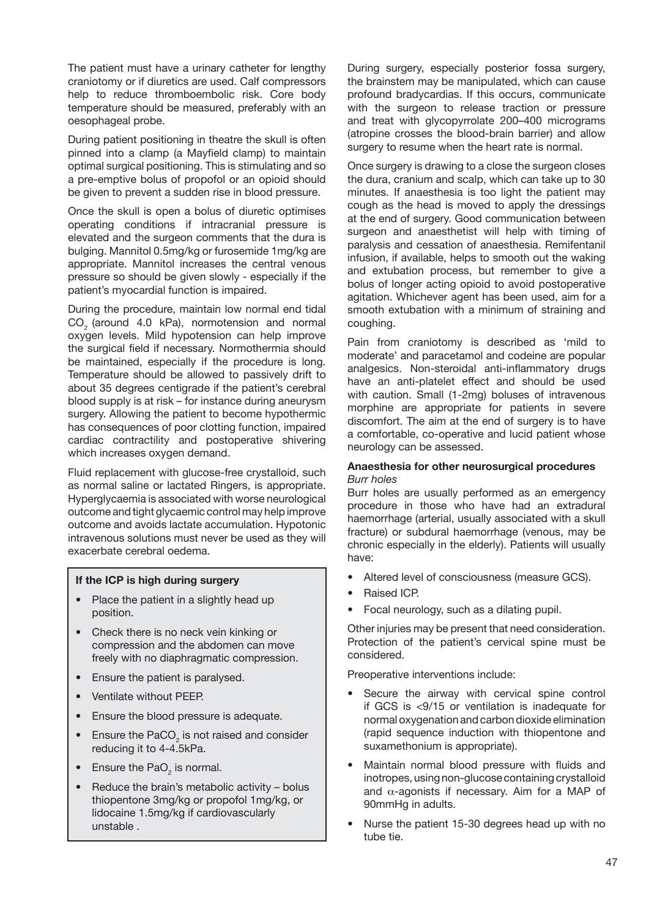The patient must have a urinary catheter for lengthy craniotomy or if diuretics are used. Calf compressors help to reduce thromboembolic risk. Core body temperature should be measured, preferably with an oesophageal probe.

During patient positioning in theatre the skull is often pinned into a clamp (a Mayfield clamp) to maintain optimal surgical positioning. This is stimulating and so a pre-emptive bolus of propofol or an opioid should be given to prevent a sudden rise in blood pressure.

Once the skull is open a bolus of diuretic optimises operating conditions if intracranial pressure is elevated and the surgeon comments that the dura is bulging. Mannitol 0.5mg/kg or furosemide 1mg/kg are appropriate. Mannitol increases the central venous pressure so should be given slowly - especially if the patient's myocardial function is impaired.

During the procedure, maintain low normal end tidal $CO_2$ (around 4.0 kPa), normotension and normal oxygen levels. Mild hypotension can help improve the surgical field if necessary. Normothermia should be maintained, especially if the procedure is long. Temperature should be allowed to passively drift to about 35 degrees centigrade if the patient's cerebral blood supply is at risk – for instance during aneurysm surgery. Allowing the patient to become hypothermic has consequences of poor clotting function, impaired cardiac contractility and postoperative shivering which increases oxygen demand.

Fluid replacement with glucose-free crystalloid, such as normal saline or lactated Ringers, is appropriate. Hyperglycaemia is associated with worse neurological outcome and tight glycaemic control may help improve outcome and avoids lactate accumulation. Hypotonic intravenous solutions must never be used as they will exacerbate cerebral oedema.

**If the ICP is high during surgery**

- Place the patient in a slightly head up position.
- Check there is no neck vein kinking or compression and the abdomen can move freely with no diaphragmatic compression.
- Ensure the patient is paralysed.
- Ventilate without PEEP.
- Ensure the blood pressure is adequate.
- Ensure the $PaCO_2$ is not raised and consider reducing it to 4-4.5kPa.
- Ensure the $PaO_2$ is normal.
- Reduce the brain's metabolic activity – bolus thiopentone 3mg/kg or propofol 1mg/kg, or lidocaine 1.5mg/kg if cardiovascularly unstable .

During surgery, especially posterior fossa surgery, the brainstem may be manipulated, which can cause profound bradycardias. If this occurs, communicate with the surgeon to release traction or pressure and treat with glycopyrrolate 200–400 micrograms (atropine crosses the blood-brain barrier) and allow surgery to resume when the heart rate is normal.

Once surgery is drawing to a close the surgeon closes the dura, cranium and scalp, which can take up to 30 minutes. If anaesthesia is too light the patient may cough as the head is moved to apply the dressings at the end of surgery. Good communication between surgeon and anaesthetist will help with timing of paralysis and cessation of anaesthesia. Remifentanil infusion, if available, helps to smooth out the waking and extubation process, but remember to give a bolus of longer acting opioid to avoid postoperative agitation. Whichever agent has been used, aim for a smooth extubation with a minimum of straining and coughing.

Pain from craniotomy is described as 'mild to moderate' and paracetamol and codeine are popular analgesics. Non-steroidal anti-inflammatory drugs have an anti-platelet effect and should be used with caution. Small (1-2mg) boluses of intravenous morphine are appropriate for patients in severe discomfort. The aim at the end of surgery is to have a comfortable, co-operative and lucid patient whose neurology can be assessed.

**Anaesthesia for other neurosurgical procedures**

*Burr holes*

Burr holes are usually performed as an emergency procedure in those who have had an extradural haemorrhage (arterial, usually associated with a skull fracture) or subdural haemorrhage (venous, may be chronic especially in the elderly). Patients will usually have:

- Altered level of consciousness (measure GCS).
- Raised ICP.
- Focal neurology, such as a dilating pupil.

Other injuries may be present that need consideration. Protection of the patient's cervical spine must be considered.

Preoperative interventions include:

- Secure the airway with cervical spine control if GCS is <9/15 or ventilation is inadequate for normal oxygenation and carbon dioxide elimination (rapid sequence induction with thiopentone and suxamethonium is appropriate).
- Maintain normal blood pressure with fluids and inotropes, using non-glucose containing crystalloid and $\alpha$-agonists if necessary. Aim for a MAP of 90mmHg in adults.
- Nurse the patient 15-30 degrees head up with no tube tie.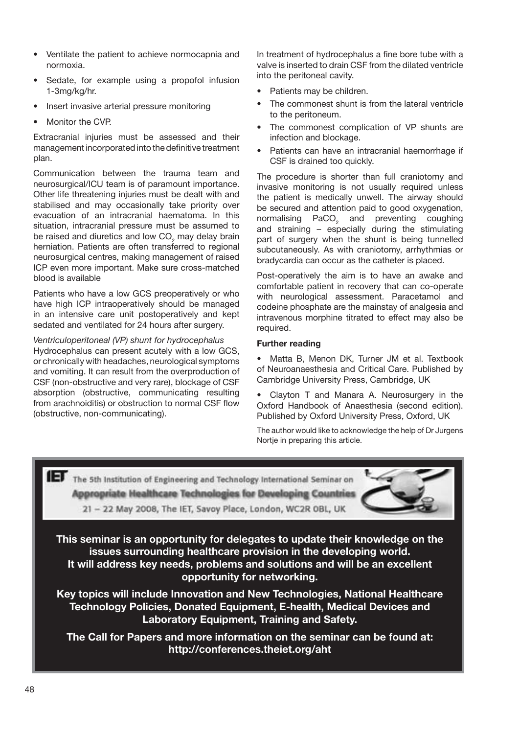- Ventilate the patient to achieve normocapnia and normoxia.
- Sedate, for example using a propofol infusion 1-3mg/kg/hr.
- Insert invasive arterial pressure monitoring
- Monitor the CVP.

Extracranial injuries must be assessed and their management incorporated into the definitive treatment plan.

Communication between the trauma team and neurosurgical/ICU team is of paramount importance. Other life threatening injuries must be dealt with and stabilised and may occasionally take priority over evacuation of an intracranial haematoma. In this situation, intracranial pressure must be assumed to be raised and diuretics and low $CO_2$ may delay brain herniation. Patients are often transferred to regional neurosurgical centres, making management of raised ICP even more important. Make sure cross-matched blood is available

Patients who have a low GCS preoperatively or who have high ICP intraoperatively should be managed in an intensive care unit postoperatively and kept sedated and ventilated for 24 hours after surgery.

*Ventriculoperitoneal (VP) shunt for hydrocephalus*

Hydrocephalus can present acutely with a low GCS, or chronically with headaches, neurological symptoms and vomiting. It can result from the overproduction of CSF (non-obstructive and very rare), blockage of CSF absorption (obstructive, communicating resulting from arachnoiditis) or obstruction to normal CSF flow (obstructive, non-communicating).

In treatment of hydrocephalus a fine bore tube with a valve is inserted to drain CSF from the dilated ventricle into the peritoneal cavity.

- Patients may be children.
- The commonest shunt is from the lateral ventricle to the peritoneum.
- The commonest complication of VP shunts are infection and blockage.
- Patients can have an intracranial haemorrhage if CSF is drained too quickly.

The procedure is shorter than full craniotomy and invasive monitoring is not usually required unless the patient is medically unwell. The airway should be secured and attention paid to good oxygenation, normalising $PaCO_2$ and preventing coughing and straining – especially during the stimulating part of surgery when the shunt is being tunnelled subcutaneously. As with craniotomy, arrhythmias or bradycardia can occur as the catheter is placed.

Post-operatively the aim is to have an awake and comfortable patient in recovery that can co-operate with neurological assessment. Paracetamol and codeine phosphate are the mainstay of analgesia and intravenous morphine titrated to effect may also be required.

**Further reading**

- Matta B, Menon DK, Turner JM et al. Textbook of Neuroanaesthesia and Critical Care. Published by Cambridge University Press, Cambridge, UK
- Clayton T and Manara A. Neurosurgery in the Oxford Handbook of Anaesthesia (second edition). Published by Oxford University Press, Oxford, UK

The author would like to acknowledge the help of Dr Jurgens Nortje in preparing this article.

The 5th Institution of Engineering and Technology International Seminar on

**Appropriate Healthcare Technologies for Developing Countries**

21 – 22 May 2008, The IET, Savoy Place, London, WC2R 0BL, UK

**This seminar is an opportunity for delegates to update their knowledge on the issues surrounding healthcare provision in the developing world. It will address key needs, problems and solutions and will be an excellent opportunity for networking.**

**Key topics will include Innovation and New Technologies, National Healthcare Technology Policies, Donated Equipment, E-health, Medical Devices and Laboratory Equipment, Training and Safety.**

**The Call for Papers and more information on the seminar can be found at: http://conferences.theiet.org/aht**